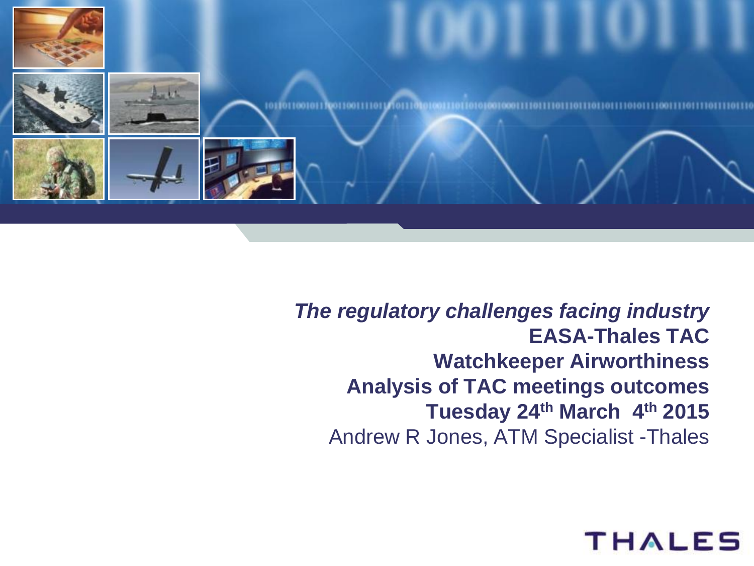*The regulatory challenges facing industry*

**EASA-Thales TAC**

**Watchkeeper Airworthiness**

**Analysis of TAC meetings outcomes**

**Tuesday 24th March 4th 2015**

Andrew R Jones, ATM Specialist -Thales

THALES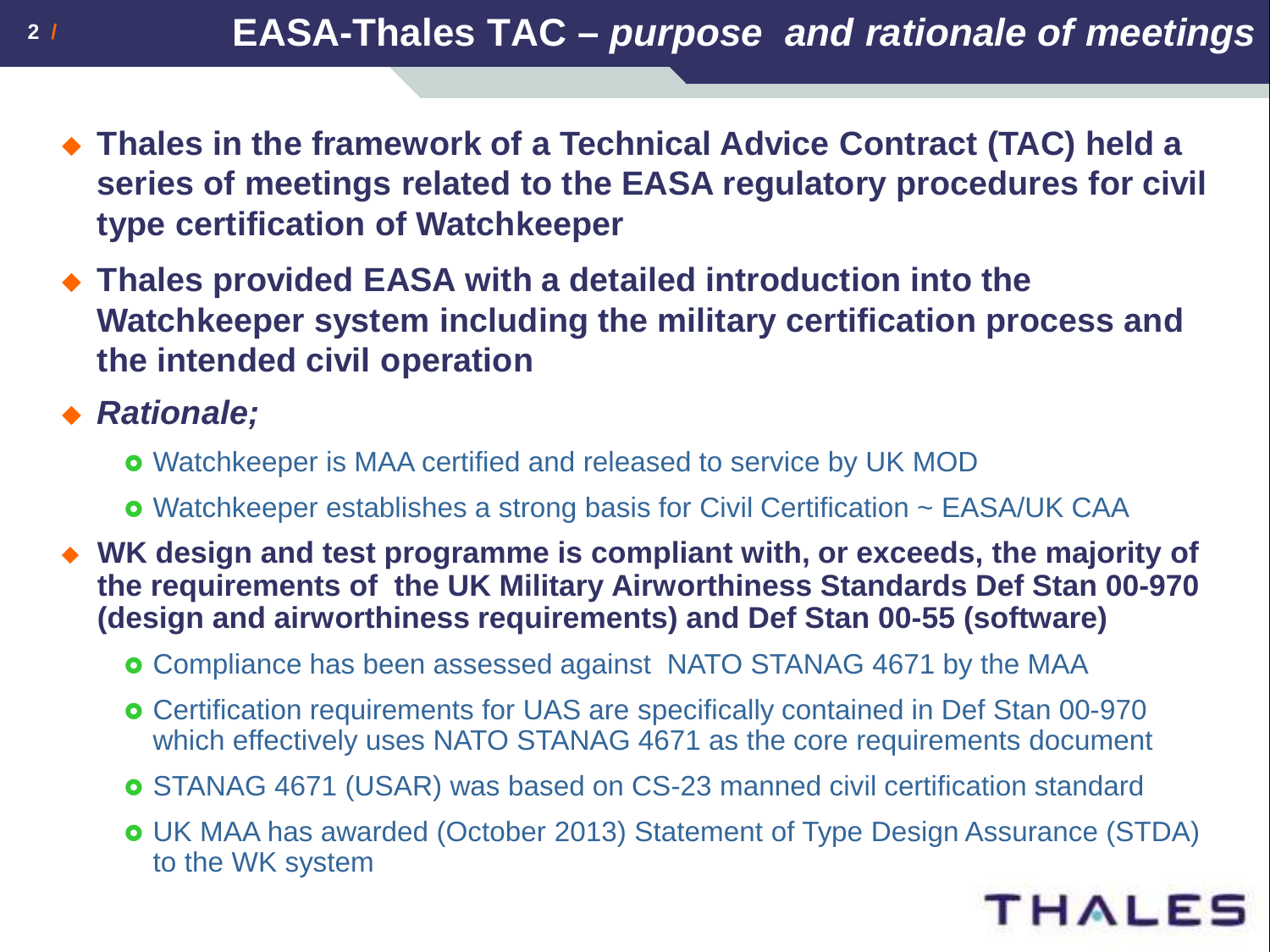# EASA-Thales TAC – *purpose and rationale of meetings*

- **Thales in the framework of a Technical Advice Contract (TAC) held a series of meetings related to the EASA regulatory procedures for civil type certification of Watchkeeper**
- **Thales provided EASA with a detailed introduction into the Watchkeeper system including the military certification process and the intended civil operation**
- ***Rationale;***
  - Watchkeeper is MAA certified and released to service by UK MOD
  - Watchkeeper establishes a strong basis for Civil Certification ~ EASA/UK CAA
- **WK design and test programme is compliant with, or exceeds, the majority of the requirements of the UK Military Airworthiness Standards Def Stan 00-970 (design and airworthiness requirements) and Def Stan 00-55 (software)**
  - Compliance has been assessed against NATO STANAG 4671 by the MAA
  - Certification requirements for UAS are specifically contained in Def Stan 00-970 which effectively uses NATO STANAG 4671 as the core requirements document
  - STANAG 4671 (USAR) was based on CS-23 manned civil certification standard
  - UK MAA has awarded (October 2013) Statement of Type Design Assurance (STDA) to the WK system

THALES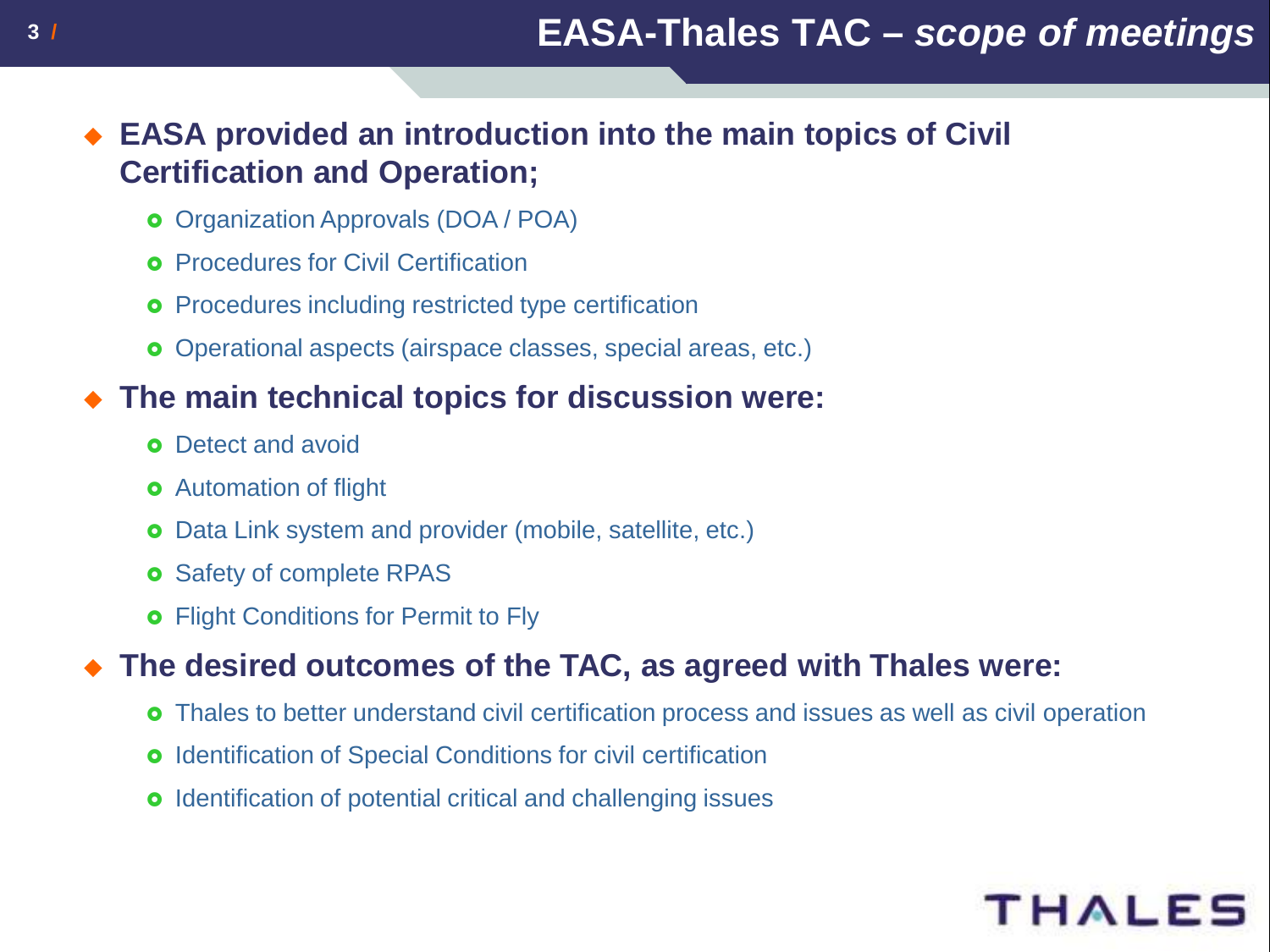# EASA-Thales TAC – *scope of meetings*

- **EASA provided an introduction into the main topics of Civil Certification and Operation;**
  - Organization Approvals (DOA / POA)
  - Procedures for Civil Certification
  - Procedures including restricted type certification
  - Operational aspects (airspace classes, special areas, etc.)
- **The main technical topics for discussion were:**
  - Detect and avoid
  - Automation of flight
  - Data Link system and provider (mobile, satellite, etc.)
  - Safety of complete RPAS
  - Flight Conditions for Permit to Fly
- **The desired outcomes of the TAC, as agreed with Thales were:**
  - Thales to better understand civil certification process and issues as well as civil operation
  - Identification of Special Conditions for civil certification
  - Identification of potential critical and challenging issues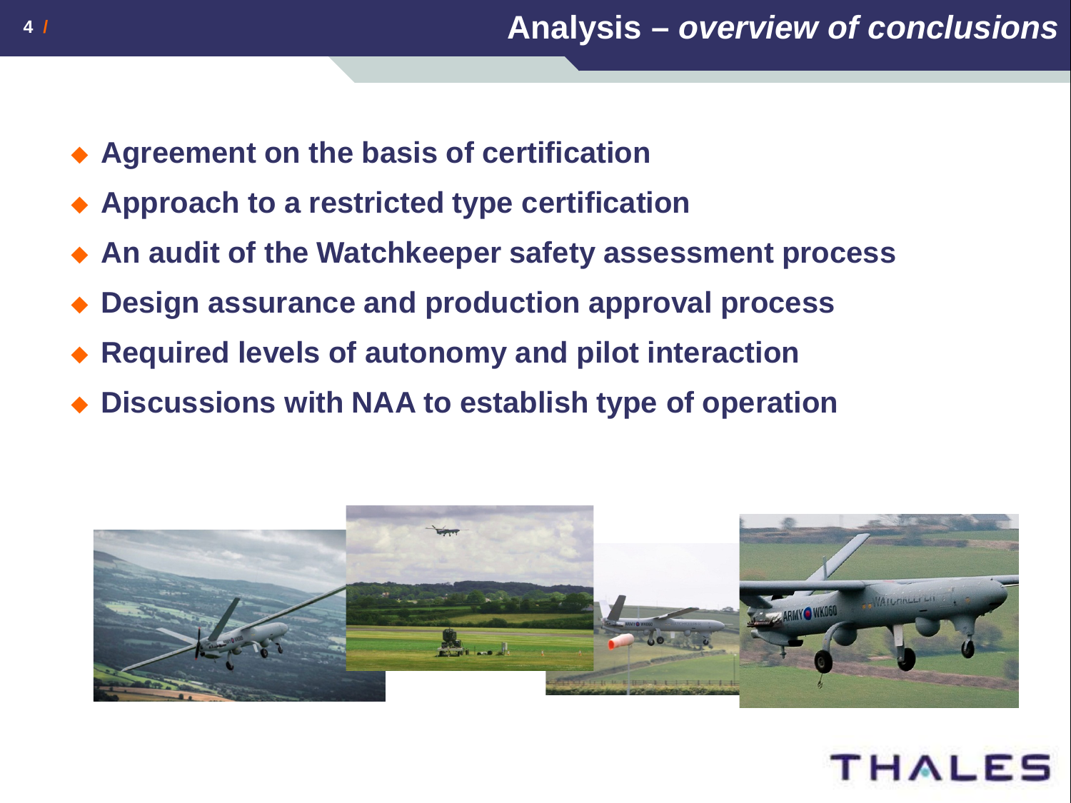# Analysis – *overview of conclusions*

- Agreement on the basis of certification
- Approach to a restricted type certification
- An audit of the Watchkeeper safety assessment process
- Design assurance and production approval process
- Required levels of autonomy and pilot interaction
- Discussions with NAA to establish type of operation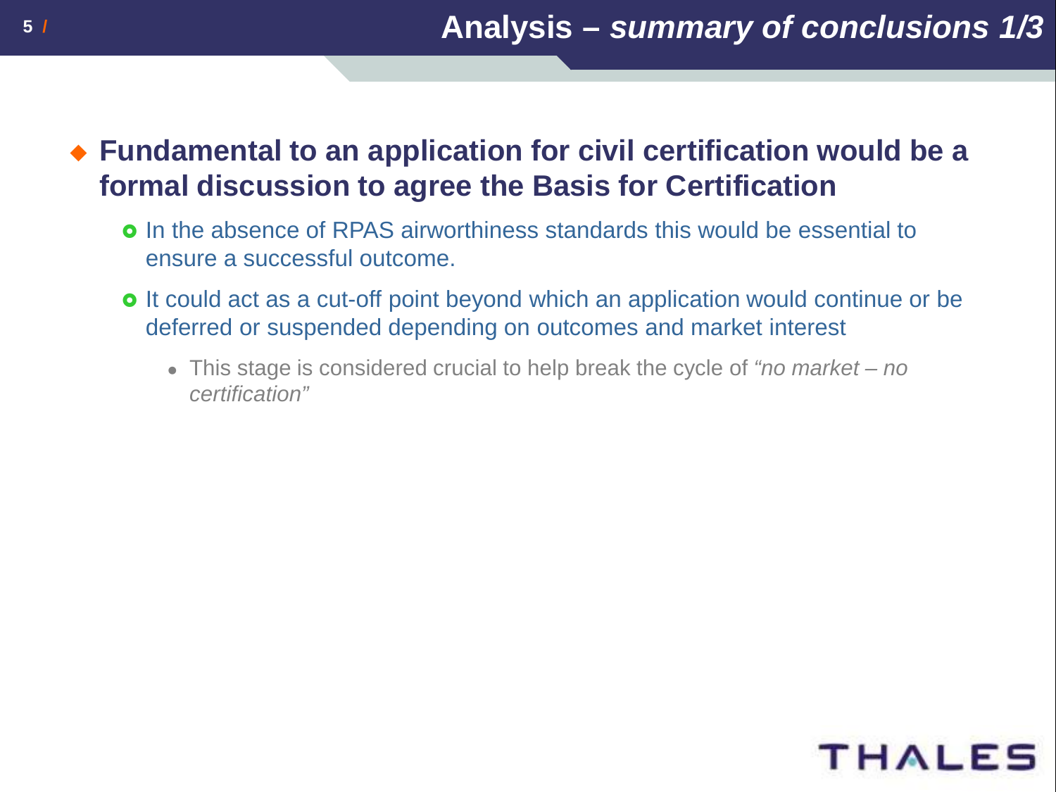# Analysis – *summary of conclusions 1/3*

- **Fundamental to an application for civil certification would be a formal discussion to agree the Basis for Certification**
  - In the absence of RPAS airworthiness standards this would be essential to ensure a successful outcome.
  - It could act as a cut-off point beyond which an application would continue or be deferred or suspended depending on outcomes and market interest
    - This stage is considered crucial to help break the cycle of *"no market – no certification"*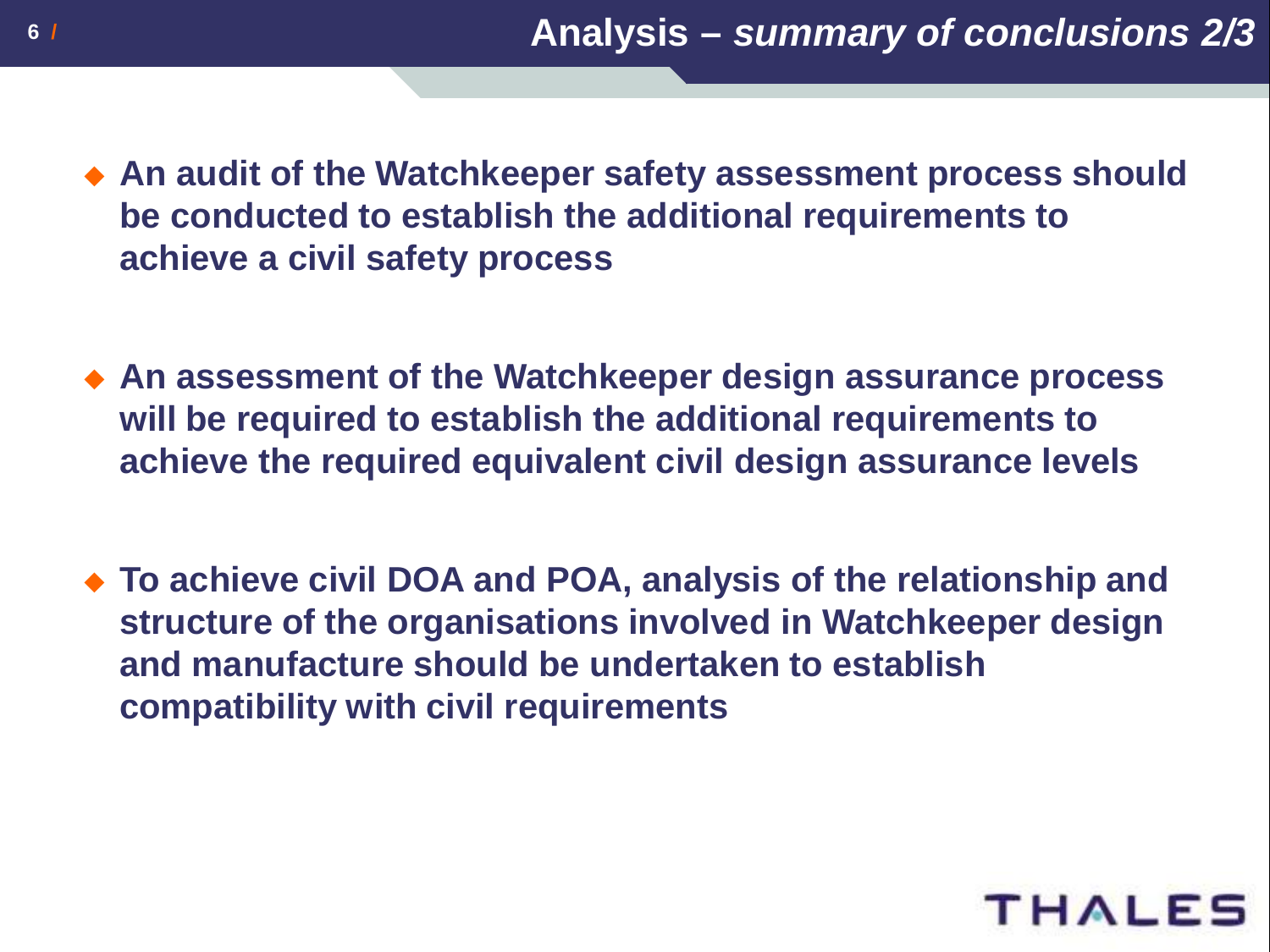# Analysis – *summary of conclusions 2/3*

- **An audit of the Watchkeeper safety assessment process should be conducted to establish the additional requirements to achieve a civil safety process**

- **An assessment of the Watchkeeper design assurance process will be required to establish the additional requirements to achieve the required equivalent civil design assurance levels**

- **To achieve civil DOA and POA, analysis of the relationship and structure of the organisations involved in Watchkeeper design and manufacture should be undertaken to establish compatibility with civil requirements**

THALES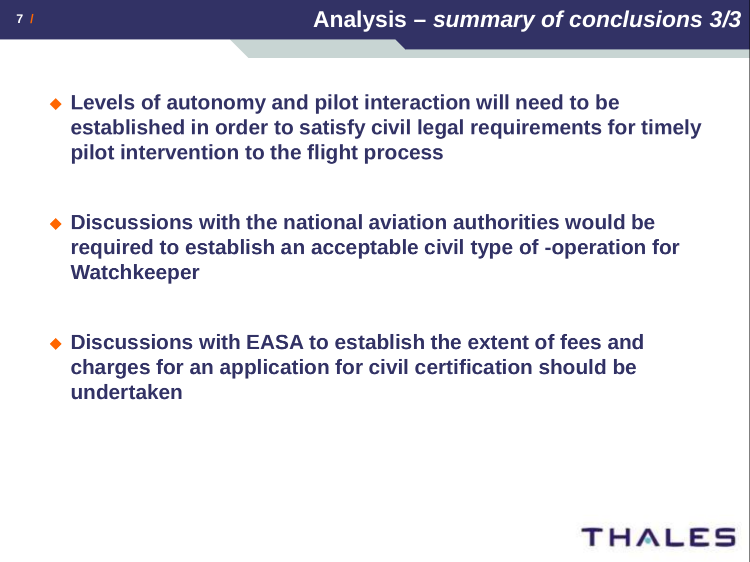# Analysis – *summary of conclusions 3/3*

- **Levels of autonomy and pilot interaction will need to be established in order to satisfy civil legal requirements for timely pilot intervention to the flight process**

- **Discussions with the national aviation authorities would be required to establish an acceptable civil type of -operation for Watchkeeper**

- **Discussions with EASA to establish the extent of fees and charges for an application for civil certification should be undertaken**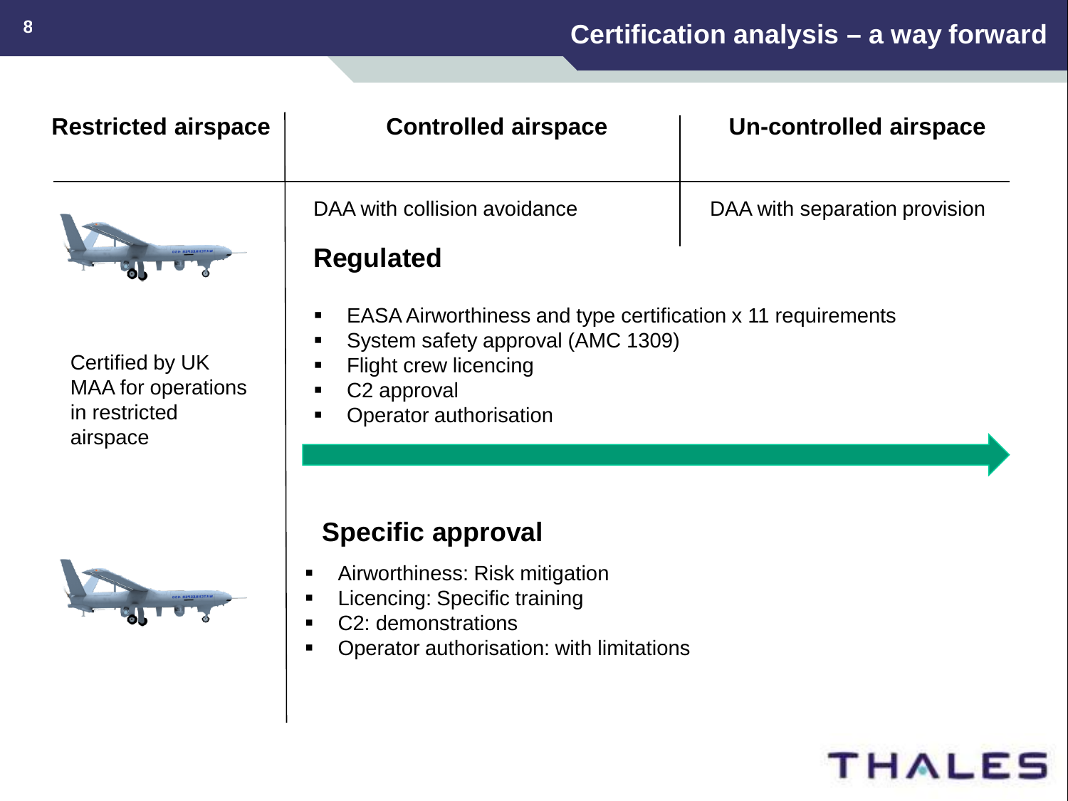# Certification analysis – a way forward

| Restricted airspace | Controlled airspace | Un-controlled airspace |
|---|---|---|
| | DAA with collision avoidance | DAA with separation provision |

Certified by UK MAA for operations in restricted airspace

## Regulated

- EASA Airworthiness and type certification x 11 requirements
- System safety approval (AMC 1309)
- Flight crew licencing
- C2 approval
- Operator authorisation

## Specific approval

- Airworthiness: Risk mitigation
- Licencing: Specific training
- C2: demonstrations
- Operator authorisation: with limitations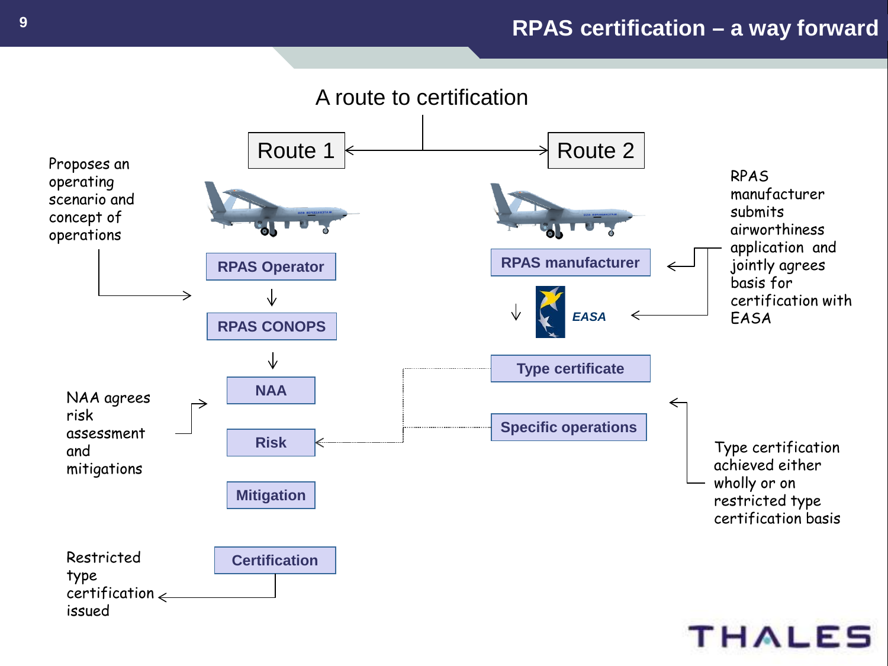# RPAS certification – a way forward

## A route to certification

**Route 1**

Proposes an operating scenario and concept of operations

- RPAS Operator
- RPAS CONOPS
- NAA
- Risk
- Mitigation
- Certification

NAA agrees risk assessment and mitigations

Restricted type certification issued

**Route 2**

RPAS manufacturer submits airworthiness application and jointly agrees basis for certification with EASA

- RPAS manufacturer
- EASA
- Type certificate
- Specific operations

Type certification achieved either wholly or on restricted type certification basis

THALES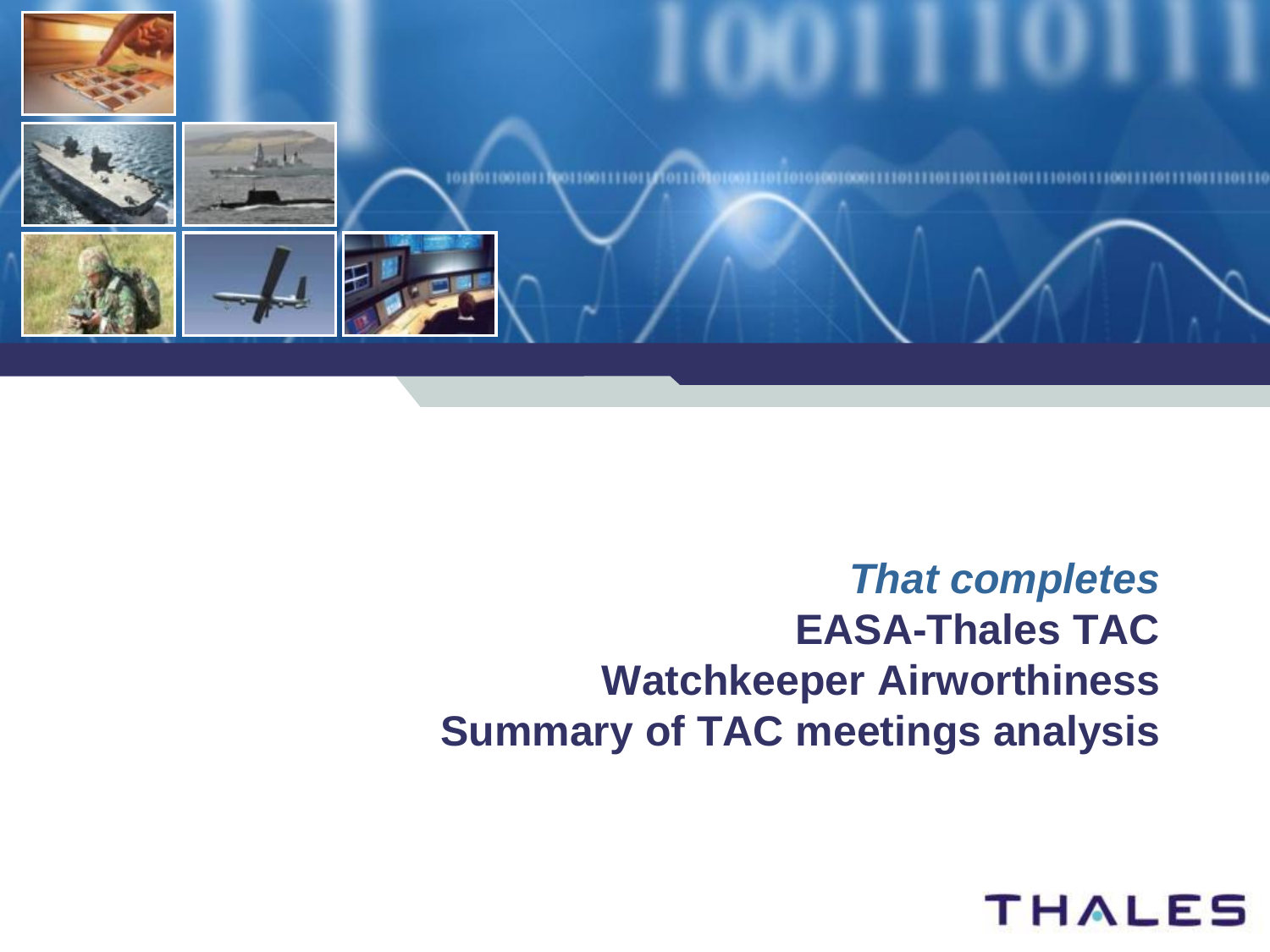*That completes*

**EASA-Thales TAC**

**Watchkeeper Airworthiness**

**Summary of TAC meetings analysis**

THALES